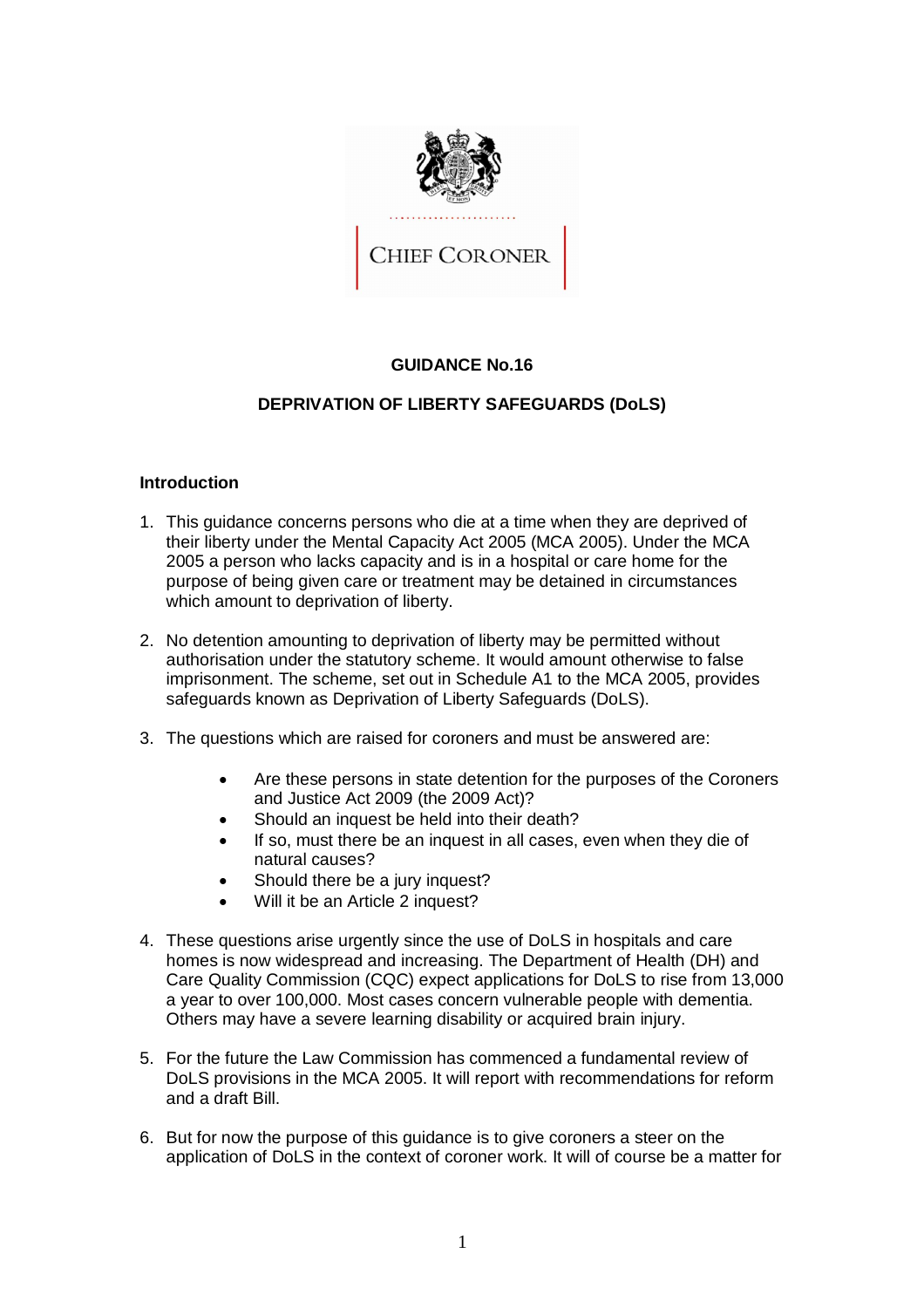CHIEF CORONER

**GUIDANCE No.16**

**DEPRIVATION OF LIBERTY SAFEGUARDS (DoLS)**

**Introduction**

1. This guidance concerns persons who die at a time when they are deprived of their liberty under the Mental Capacity Act 2005 (MCA 2005). Under the MCA 2005 a person who lacks capacity and is in a hospital or care home for the purpose of being given care or treatment may be detained in circumstances which amount to deprivation of liberty.

2. No detention amounting to deprivation of liberty may be permitted without authorisation under the statutory scheme. It would amount otherwise to false imprisonment. The scheme, set out in Schedule A1 to the MCA 2005, provides safeguards known as Deprivation of Liberty Safeguards (DoLS).

3. The questions which are raised for coroners and must be answered are:

   - Are these persons in state detention for the purposes of the Coroners and Justice Act 2009 (the 2009 Act)?
   - Should an inquest be held into their death?
   - If so, must there be an inquest in all cases, even when they die of natural causes?
   - Should there be a jury inquest?
   - Will it be an Article 2 inquest?

4. These questions arise urgently since the use of DoLS in hospitals and care homes is now widespread and increasing. The Department of Health (DH) and Care Quality Commission (CQC) expect applications for DoLS to rise from 13,000 a year to over 100,000. Most cases concern vulnerable people with dementia. Others may have a severe learning disability or acquired brain injury.

5. For the future the Law Commission has commenced a fundamental review of DoLS provisions in the MCA 2005. It will report with recommendations for reform and a draft Bill.

6. But for now the purpose of this guidance is to give coroners a steer on the application of DoLS in the context of coroner work. It will of course be a matter for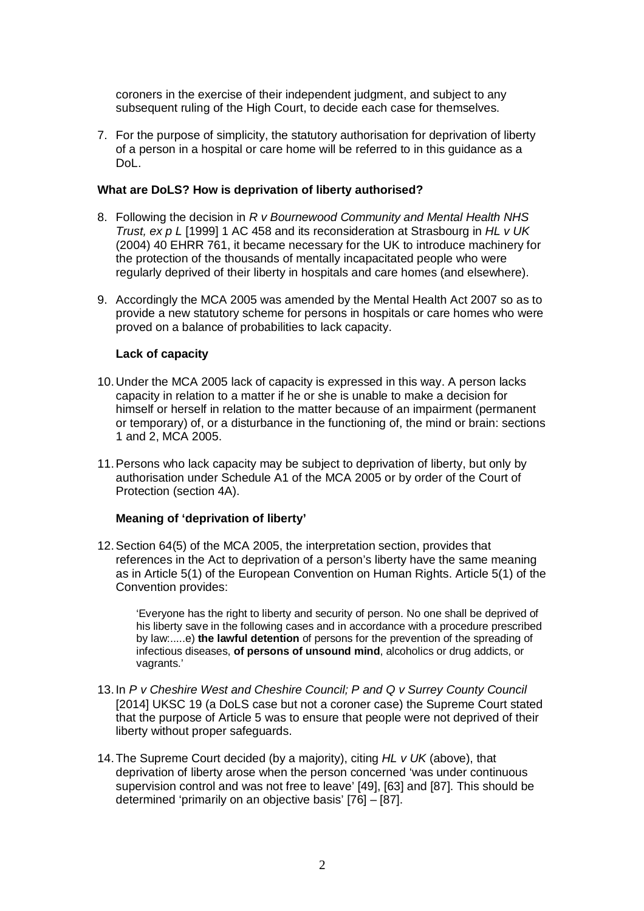coroners in the exercise of their independent judgment, and subject to any subsequent ruling of the High Court, to decide each case for themselves.

7. For the purpose of simplicity, the statutory authorisation for deprivation of liberty of a person in a hospital or care home will be referred to in this guidance as a DoL.

**What are DoLS? How is deprivation of liberty authorised?**

8. Following the decision in *R v Bournewood Community and Mental Health NHS Trust, ex p L* [1999] 1 AC 458 and its reconsideration at Strasbourg in *HL v UK* (2004) 40 EHRR 761, it became necessary for the UK to introduce machinery for the protection of the thousands of mentally incapacitated people who were regularly deprived of their liberty in hospitals and care homes (and elsewhere).

9. Accordingly the MCA 2005 was amended by the Mental Health Act 2007 so as to provide a new statutory scheme for persons in hospitals or care homes who were proved on a balance of probabilities to lack capacity.

**Lack of capacity**

10. Under the MCA 2005 lack of capacity is expressed in this way. A person lacks capacity in relation to a matter if he or she is unable to make a decision for himself or herself in relation to the matter because of an impairment (permanent or temporary) of, or a disturbance in the functioning of, the mind or brain: sections 1 and 2, MCA 2005.

11. Persons who lack capacity may be subject to deprivation of liberty, but only by authorisation under Schedule A1 of the MCA 2005 or by order of the Court of Protection (section 4A).

**Meaning of 'deprivation of liberty'**

12. Section 64(5) of the MCA 2005, the interpretation section, provides that references in the Act to deprivation of a person's liberty have the same meaning as in Article 5(1) of the European Convention on Human Rights. Article 5(1) of the Convention provides:

> 'Everyone has the right to liberty and security of person. No one shall be deprived of his liberty save in the following cases and in accordance with a procedure prescribed by law:.....e) **the lawful detention** of persons for the prevention of the spreading of infectious diseases, **of persons of unsound mind**, alcoholics or drug addicts, or vagrants.'

13. In *P v Cheshire West and Cheshire Council; P and Q v Surrey County Council* [2014] UKSC 19 (a DoLS case but not a coroner case) the Supreme Court stated that the purpose of Article 5 was to ensure that people were not deprived of their liberty without proper safeguards.

14. The Supreme Court decided (by a majority), citing *HL v UK* (above), that deprivation of liberty arose when the person concerned 'was under continuous supervision control and was not free to leave' [49], [63] and [87]. This should be determined 'primarily on an objective basis' [76] – [87].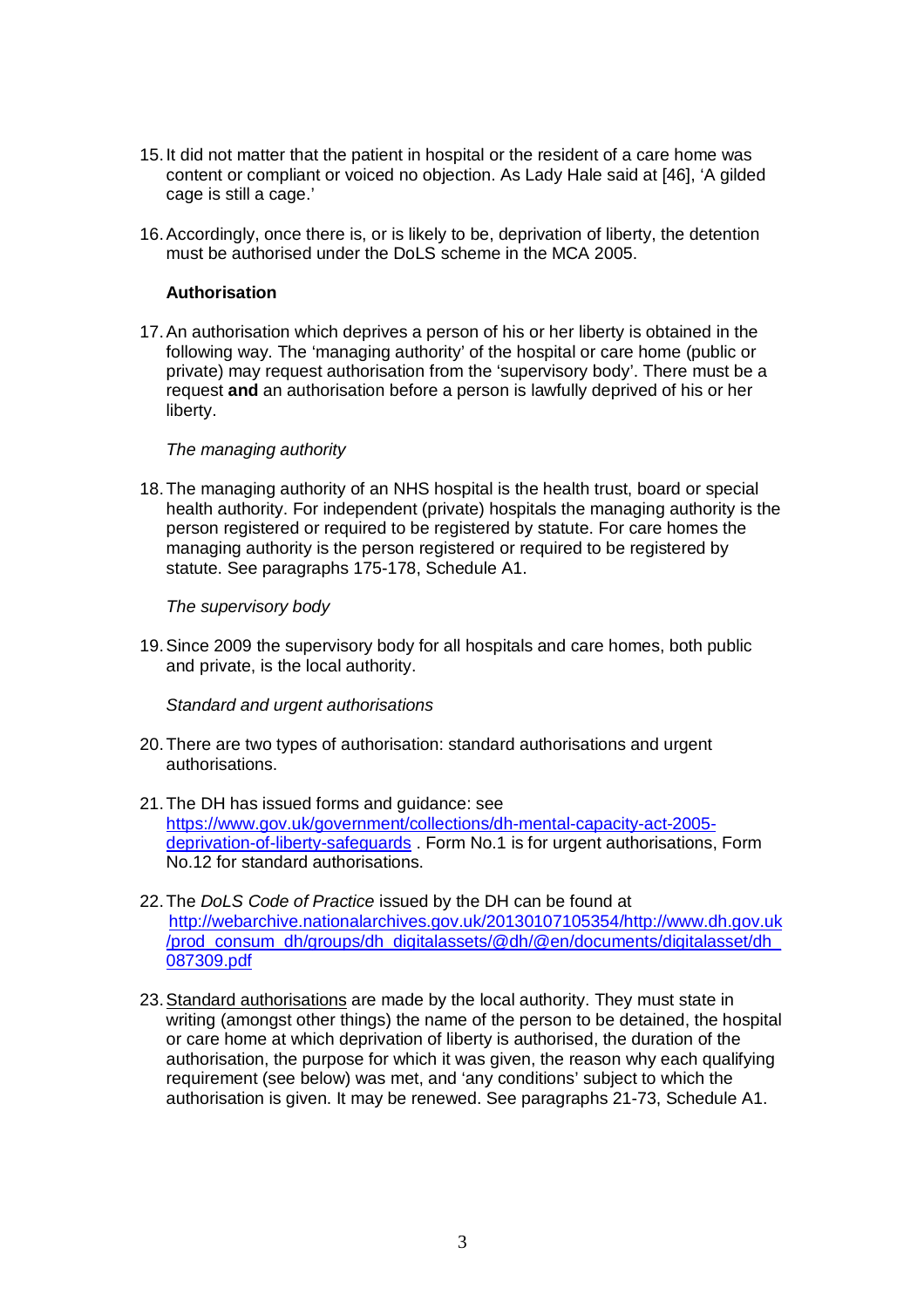15. It did not matter that the patient in hospital or the resident of a care home was content or compliant or voiced no objection. As Lady Hale said at [46], 'A gilded cage is still a cage.'

16. Accordingly, once there is, or is likely to be, deprivation of liberty, the detention must be authorised under the DoLS scheme in the MCA 2005.

**Authorisation**

17. An authorisation which deprives a person of his or her liberty is obtained in the following way. The 'managing authority' of the hospital or care home (public or private) may request authorisation from the 'supervisory body'. There must be a request **and** an authorisation before a person is lawfully deprived of his or her liberty.

*The managing authority*

18. The managing authority of an NHS hospital is the health trust, board or special health authority. For independent (private) hospitals the managing authority is the person registered or required to be registered by statute. For care homes the managing authority is the person registered or required to be registered by statute. See paragraphs 175-178, Schedule A1.

*The supervisory body*

19. Since 2009 the supervisory body for all hospitals and care homes, both public and private, is the local authority.

*Standard and urgent authorisations*

20. There are two types of authorisation: standard authorisations and urgent authorisations.

21. The DH has issued forms and guidance: see [https://www.gov.uk/government/collections/dh-mental-capacity-act-2005-deprivation-of-liberty-safeguards](https://www.gov.uk/government/collections/dh-mental-capacity-act-2005-deprivation-of-liberty-safeguards) . Form No.1 is for urgent authorisations, Form No.12 for standard authorisations.

22. The *DoLS Code of Practice* issued by the DH can be found at [http://webarchive.nationalarchives.gov.uk/20130107105354/http://www.dh.gov.uk/prod_consum_dh/groups/dh_digitalassets/@dh/@en/documents/digitalasset/dh_087309.pdf](http://webarchive.nationalarchives.gov.uk/20130107105354/http://www.dh.gov.uk/prod_consum_dh/groups/dh_digitalassets/@dh/@en/documents/digitalasset/dh_087309.pdf)

23. <u>Standard authorisations</u> are made by the local authority. They must state in writing (amongst other things) the name of the person to be detained, the hospital or care home at which deprivation of liberty is authorised, the duration of the authorisation, the purpose for which it was given, the reason why each qualifying requirement (see below) was met, and 'any conditions' subject to which the authorisation is given. It may be renewed. See paragraphs 21-73, Schedule A1.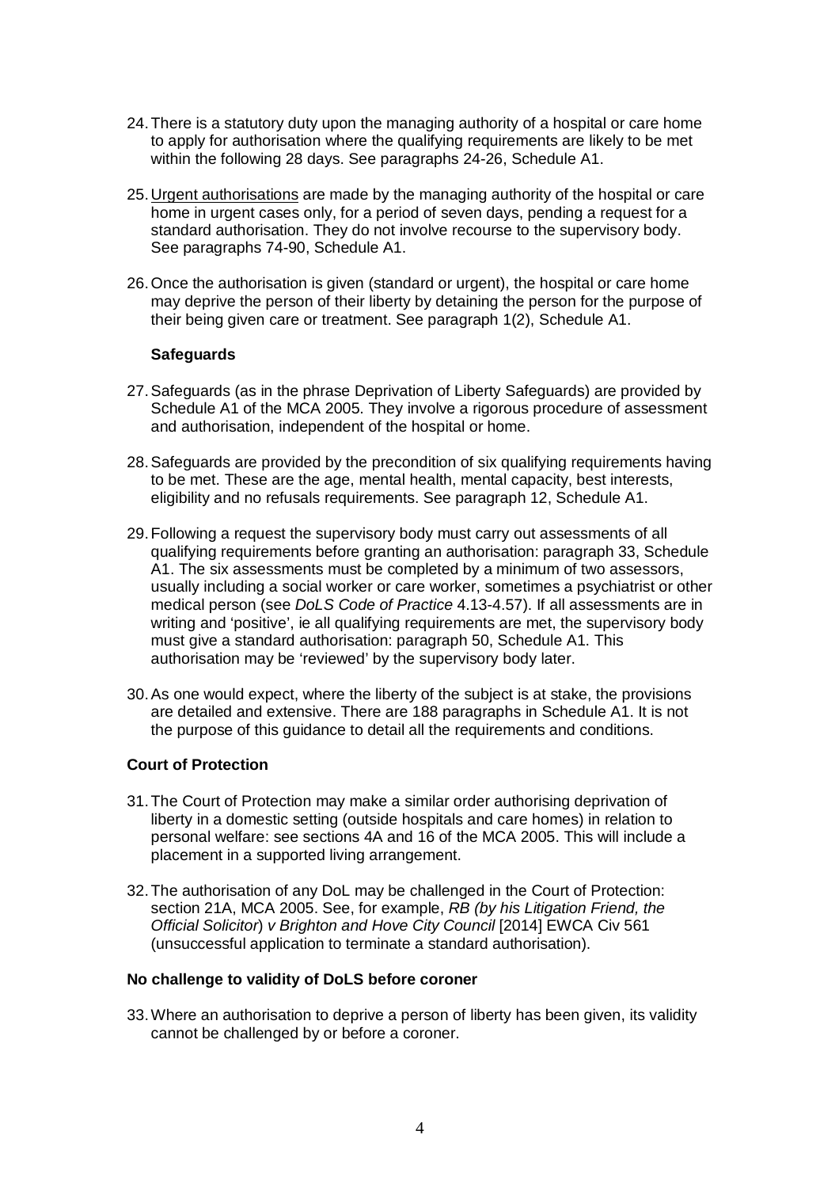24. There is a statutory duty upon the managing authority of a hospital or care home to apply for authorisation where the qualifying requirements are likely to be met within the following 28 days. See paragraphs 24-26, Schedule A1.

25. Urgent authorisations are made by the managing authority of the hospital or care home in urgent cases only, for a period of seven days, pending a request for a standard authorisation. They do not involve recourse to the supervisory body. See paragraphs 74-90, Schedule A1.

26. Once the authorisation is given (standard or urgent), the hospital or care home may deprive the person of their liberty by detaining the person for the purpose of their being given care or treatment. See paragraph 1(2), Schedule A1.

**Safeguards**

27. Safeguards (as in the phrase Deprivation of Liberty Safeguards) are provided by Schedule A1 of the MCA 2005. They involve a rigorous procedure of assessment and authorisation, independent of the hospital or home.

28. Safeguards are provided by the precondition of six qualifying requirements having to be met. These are the age, mental health, mental capacity, best interests, eligibility and no refusals requirements. See paragraph 12, Schedule A1.

29. Following a request the supervisory body must carry out assessments of all qualifying requirements before granting an authorisation: paragraph 33, Schedule A1. The six assessments must be completed by a minimum of two assessors, usually including a social worker or care worker, sometimes a psychiatrist or other medical person (see *DoLS Code of Practice* 4.13-4.57). If all assessments are in writing and 'positive', ie all qualifying requirements are met, the supervisory body must give a standard authorisation: paragraph 50, Schedule A1. This authorisation may be 'reviewed' by the supervisory body later.

30. As one would expect, where the liberty of the subject is at stake, the provisions are detailed and extensive. There are 188 paragraphs in Schedule A1. It is not the purpose of this guidance to detail all the requirements and conditions.

**Court of Protection**

31. The Court of Protection may make a similar order authorising deprivation of liberty in a domestic setting (outside hospitals and care homes) in relation to personal welfare: see sections 4A and 16 of the MCA 2005. This will include a placement in a supported living arrangement.

32. The authorisation of any DoL may be challenged in the Court of Protection: section 21A, MCA 2005. See, for example, *RB (by his Litigation Friend, the Official Solicitor) v Brighton and Hove City Council* [2014] EWCA Civ 561 (unsuccessful application to terminate a standard authorisation).

**No challenge to validity of DoLS before coroner**

33. Where an authorisation to deprive a person of liberty has been given, its validity cannot be challenged by or before a coroner.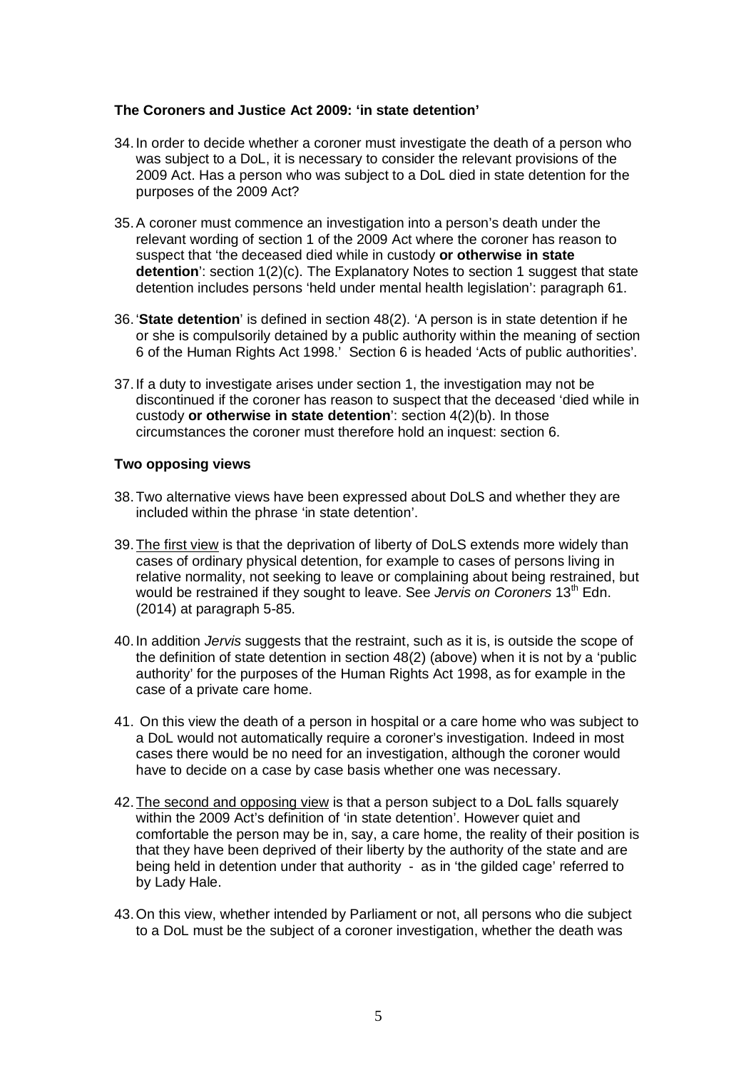**The Coroners and Justice Act 2009: 'in state detention'**

34. In order to decide whether a coroner must investigate the death of a person who was subject to a DoL, it is necessary to consider the relevant provisions of the 2009 Act. Has a person who was subject to a DoL died in state detention for the purposes of the 2009 Act?

35. A coroner must commence an investigation into a person's death under the relevant wording of section 1 of the 2009 Act where the coroner has reason to suspect that 'the deceased died while in custody **or otherwise in state detention**': section 1(2)(c). The Explanatory Notes to section 1 suggest that state detention includes persons 'held under mental health legislation': paragraph 61.

36. '**State detention**' is defined in section 48(2). 'A person is in state detention if he or she is compulsorily detained by a public authority within the meaning of section 6 of the Human Rights Act 1998.' Section 6 is headed 'Acts of public authorities'.

37. If a duty to investigate arises under section 1, the investigation may not be discontinued if the coroner has reason to suspect that the deceased 'died while in custody **or otherwise in state detention**': section 4(2)(b). In those circumstances the coroner must therefore hold an inquest: section 6.

**Two opposing views**

38. Two alternative views have been expressed about DoLS and whether they are included within the phrase 'in state detention'.

39. <u>The first view</u> is that the deprivation of liberty of DoLS extends more widely than cases of ordinary physical detention, for example to cases of persons living in relative normality, not seeking to leave or complaining about being restrained, but would be restrained if they sought to leave. See *Jervis on Coroners* 13th Edn. (2014) at paragraph 5-85.

40. In addition *Jervis* suggests that the restraint, such as it is, is outside the scope of the definition of state detention in section 48(2) (above) when it is not by a 'public authority' for the purposes of the Human Rights Act 1998, as for example in the case of a private care home.

41. On this view the death of a person in hospital or a care home who was subject to a DoL would not automatically require a coroner's investigation. Indeed in most cases there would be no need for an investigation, although the coroner would have to decide on a case by case basis whether one was necessary.

42. <u>The second and opposing view</u> is that a person subject to a DoL falls squarely within the 2009 Act's definition of 'in state detention'. However quiet and comfortable the person may be in, say, a care home, the reality of their position is that they have been deprived of their liberty by the authority of the state and are being held in detention under that authority - as in 'the gilded cage' referred to by Lady Hale.

43. On this view, whether intended by Parliament or not, all persons who die subject to a DoL must be the subject of a coroner investigation, whether the death was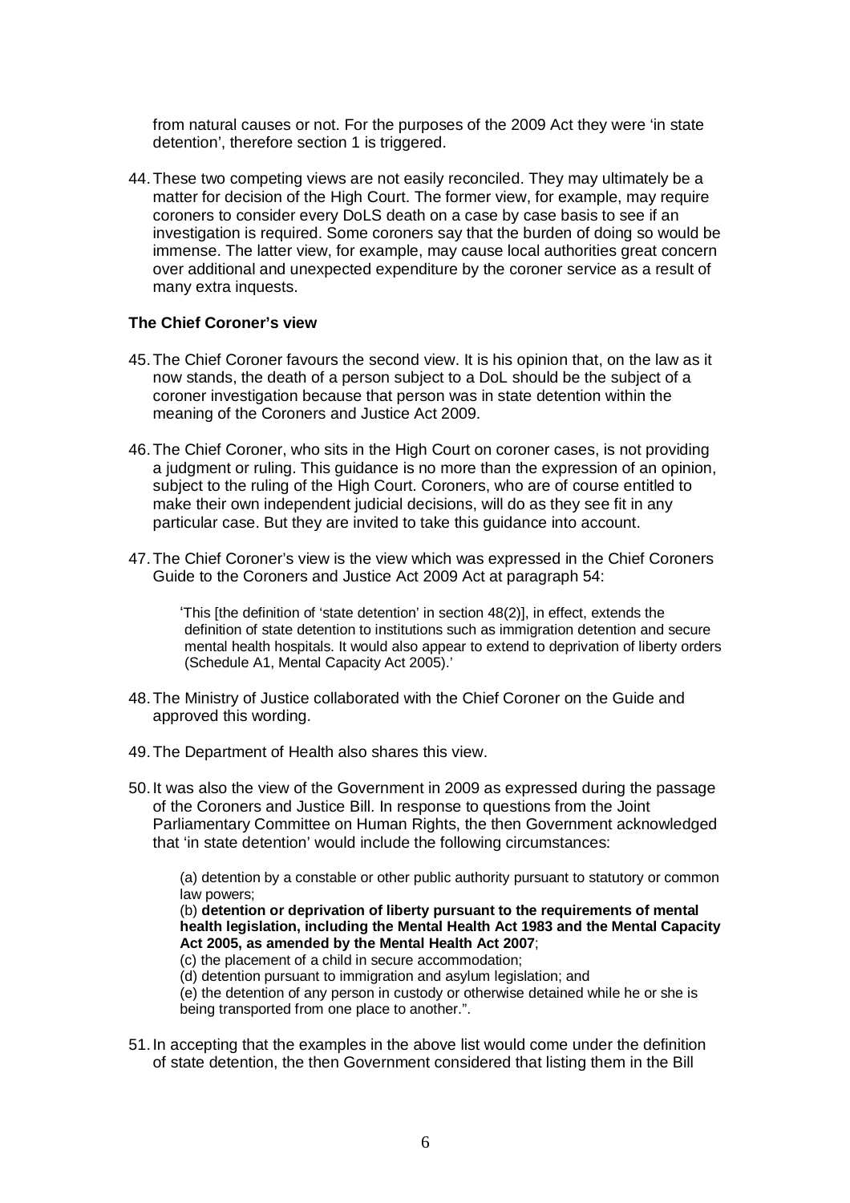from natural causes or not. For the purposes of the 2009 Act they were 'in state detention', therefore section 1 is triggered.

44. These two competing views are not easily reconciled. They may ultimately be a matter for decision of the High Court. The former view, for example, may require coroners to consider every DoLS death on a case by case basis to see if an investigation is required. Some coroners say that the burden of doing so would be immense. The latter view, for example, may cause local authorities great concern over additional and unexpected expenditure by the coroner service as a result of many extra inquests.

**The Chief Coroner's view**

45. The Chief Coroner favours the second view. It is his opinion that, on the law as it now stands, the death of a person subject to a DoL should be the subject of a coroner investigation because that person was in state detention within the meaning of the Coroners and Justice Act 2009.

46. The Chief Coroner, who sits in the High Court on coroner cases, is not providing a judgment or ruling. This guidance is no more than the expression of an opinion, subject to the ruling of the High Court. Coroners, who are of course entitled to make their own independent judicial decisions, will do as they see fit in any particular case. But they are invited to take this guidance into account.

47. The Chief Coroner's view is the view which was expressed in the Chief Coroners Guide to the Coroners and Justice Act 2009 Act at paragraph 54:

> 'This [the definition of 'state detention' in section 48(2)], in effect, extends the definition of state detention to institutions such as immigration detention and secure mental health hospitals. It would also appear to extend to deprivation of liberty orders (Schedule A1, Mental Capacity Act 2005).'

48. The Ministry of Justice collaborated with the Chief Coroner on the Guide and approved this wording.

49. The Department of Health also shares this view.

50. It was also the view of the Government in 2009 as expressed during the passage of the Coroners and Justice Bill. In response to questions from the Joint Parliamentary Committee on Human Rights, the then Government acknowledged that 'in state detention' would include the following circumstances:

> (a) detention by a constable or other public authority pursuant to statutory or common law powers;
> (b) **detention or deprivation of liberty pursuant to the requirements of mental health legislation, including the Mental Health Act 1983 and the Mental Capacity Act 2005, as amended by the Mental Health Act 2007**;
> (c) the placement of a child in secure accommodation;
> (d) detention pursuant to immigration and asylum legislation; and
> (e) the detention of any person in custody or otherwise detained while he or she is being transported from one place to another.".

51. In accepting that the examples in the above list would come under the definition of state detention, the then Government considered that listing them in the Bill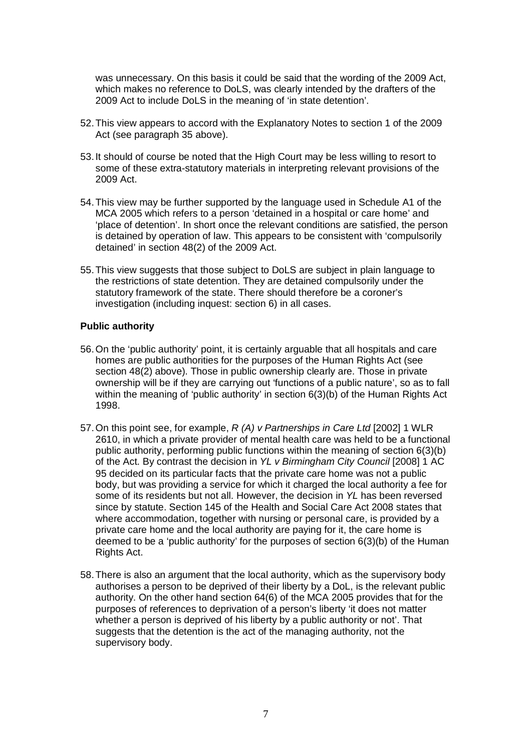was unnecessary. On this basis it could be said that the wording of the 2009 Act, which makes no reference to DoLS, was clearly intended by the drafters of the 2009 Act to include DoLS in the meaning of 'in state detention'.

52. This view appears to accord with the Explanatory Notes to section 1 of the 2009 Act (see paragraph 35 above).

53. It should of course be noted that the High Court may be less willing to resort to some of these extra-statutory materials in interpreting relevant provisions of the 2009 Act.

54. This view may be further supported by the language used in Schedule A1 of the MCA 2005 which refers to a person 'detained in a hospital or care home' and 'place of detention'. In short once the relevant conditions are satisfied, the person is detained by operation of law. This appears to be consistent with 'compulsorily detained' in section 48(2) of the 2009 Act.

55. This view suggests that those subject to DoLS are subject in plain language to the restrictions of state detention. They are detained compulsorily under the statutory framework of the state. There should therefore be a coroner's investigation (including inquest: section 6) in all cases.

**Public authority**

56. On the 'public authority' point, it is certainly arguable that all hospitals and care homes are public authorities for the purposes of the Human Rights Act (see section 48(2) above). Those in public ownership clearly are. Those in private ownership will be if they are carrying out 'functions of a public nature', so as to fall within the meaning of 'public authority' in section 6(3)(b) of the Human Rights Act 1998.

57. On this point see, for example, *R (A) v Partnerships in Care Ltd* [2002] 1 WLR 2610, in which a private provider of mental health care was held to be a functional public authority, performing public functions within the meaning of section 6(3)(b) of the Act. By contrast the decision in *YL v Birmingham City Council* [2008] 1 AC 95 decided on its particular facts that the private care home was not a public body, but was providing a service for which it charged the local authority a fee for some of its residents but not all. However, the decision in *YL* has been reversed since by statute. Section 145 of the Health and Social Care Act 2008 states that where accommodation, together with nursing or personal care, is provided by a private care home and the local authority are paying for it, the care home is deemed to be a 'public authority' for the purposes of section 6(3)(b) of the Human Rights Act.

58. There is also an argument that the local authority, which as the supervisory body authorises a person to be deprived of their liberty by a DoL, is the relevant public authority. On the other hand section 64(6) of the MCA 2005 provides that for the purposes of references to deprivation of a person's liberty 'it does not matter whether a person is deprived of his liberty by a public authority or not'. That suggests that the detention is the act of the managing authority, not the supervisory body.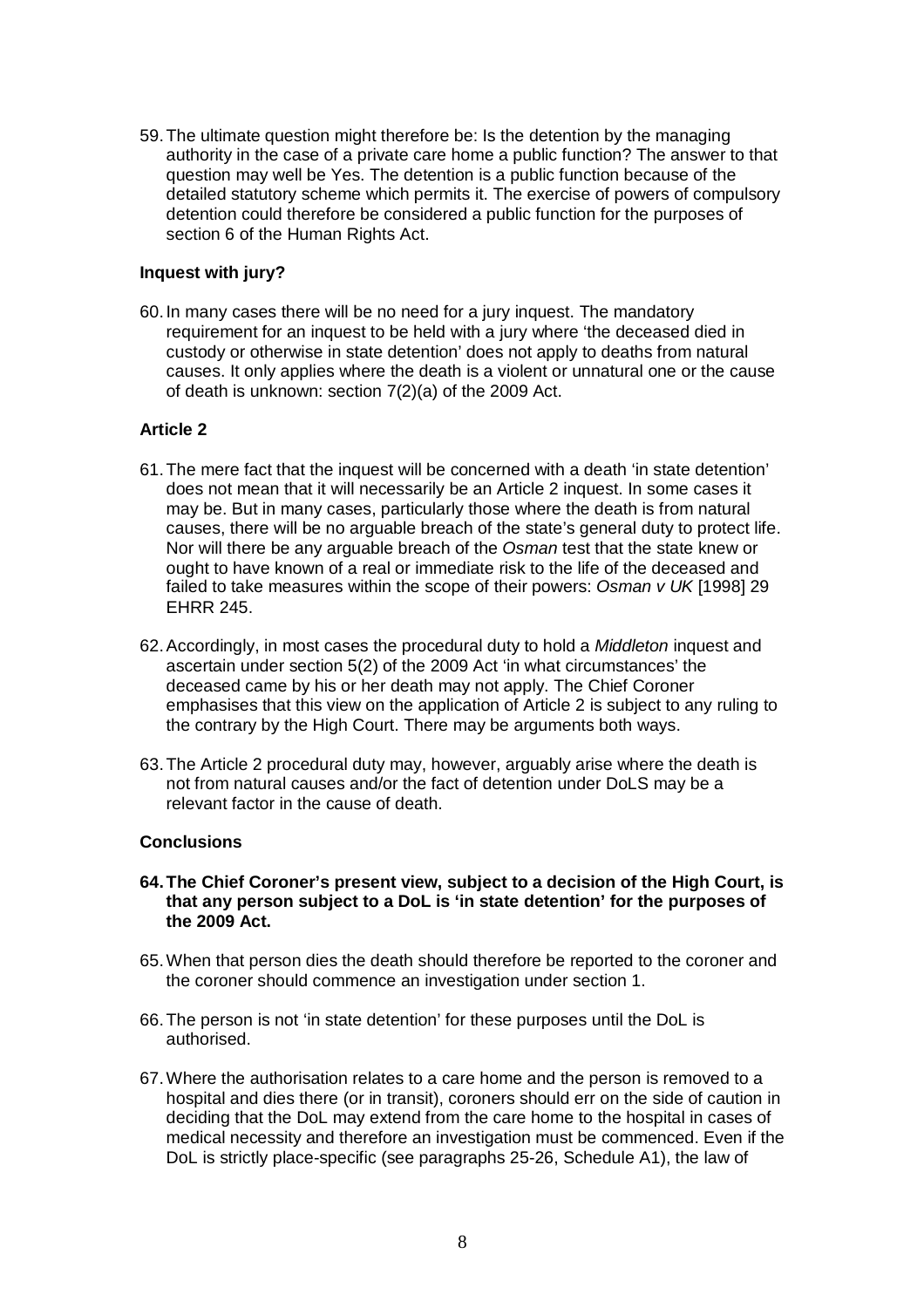59. The ultimate question might therefore be: Is the detention by the managing authority in the case of a private care home a public function? The answer to that question may well be Yes. The detention is a public function because of the detailed statutory scheme which permits it. The exercise of powers of compulsory detention could therefore be considered a public function for the purposes of section 6 of the Human Rights Act.

**Inquest with jury?**

60. In many cases there will be no need for a jury inquest. The mandatory requirement for an inquest to be held with a jury where 'the deceased died in custody or otherwise in state detention' does not apply to deaths from natural causes. It only applies where the death is a violent or unnatural one or the cause of death is unknown: section 7(2)(a) of the 2009 Act.

**Article 2**

61. The mere fact that the inquest will be concerned with a death 'in state detention' does not mean that it will necessarily be an Article 2 inquest. In some cases it may be. But in many cases, particularly those where the death is from natural causes, there will be no arguable breach of the state's general duty to protect life. Nor will there be any arguable breach of the *Osman* test that the state knew or ought to have known of a real or immediate risk to the life of the deceased and failed to take measures within the scope of their powers: *Osman v UK* [1998] 29 EHRR 245.

62. Accordingly, in most cases the procedural duty to hold a *Middleton* inquest and ascertain under section 5(2) of the 2009 Act 'in what circumstances' the deceased came by his or her death may not apply. The Chief Coroner emphasises that this view on the application of Article 2 is subject to any ruling to the contrary by the High Court. There may be arguments both ways.

63. The Article 2 procedural duty may, however, arguably arise where the death is not from natural causes and/or the fact of detention under DoLS may be a relevant factor in the cause of death.

**Conclusions**

**64. The Chief Coroner's present view, subject to a decision of the High Court, is that any person subject to a DoL is 'in state detention' for the purposes of the 2009 Act.**

65. When that person dies the death should therefore be reported to the coroner and the coroner should commence an investigation under section 1.

66. The person is not 'in state detention' for these purposes until the DoL is authorised.

67. Where the authorisation relates to a care home and the person is removed to a hospital and dies there (or in transit), coroners should err on the side of caution in deciding that the DoL may extend from the care home to the hospital in cases of medical necessity and therefore an investigation must be commenced. Even if the DoL is strictly place-specific (see paragraphs 25-26, Schedule A1), the law of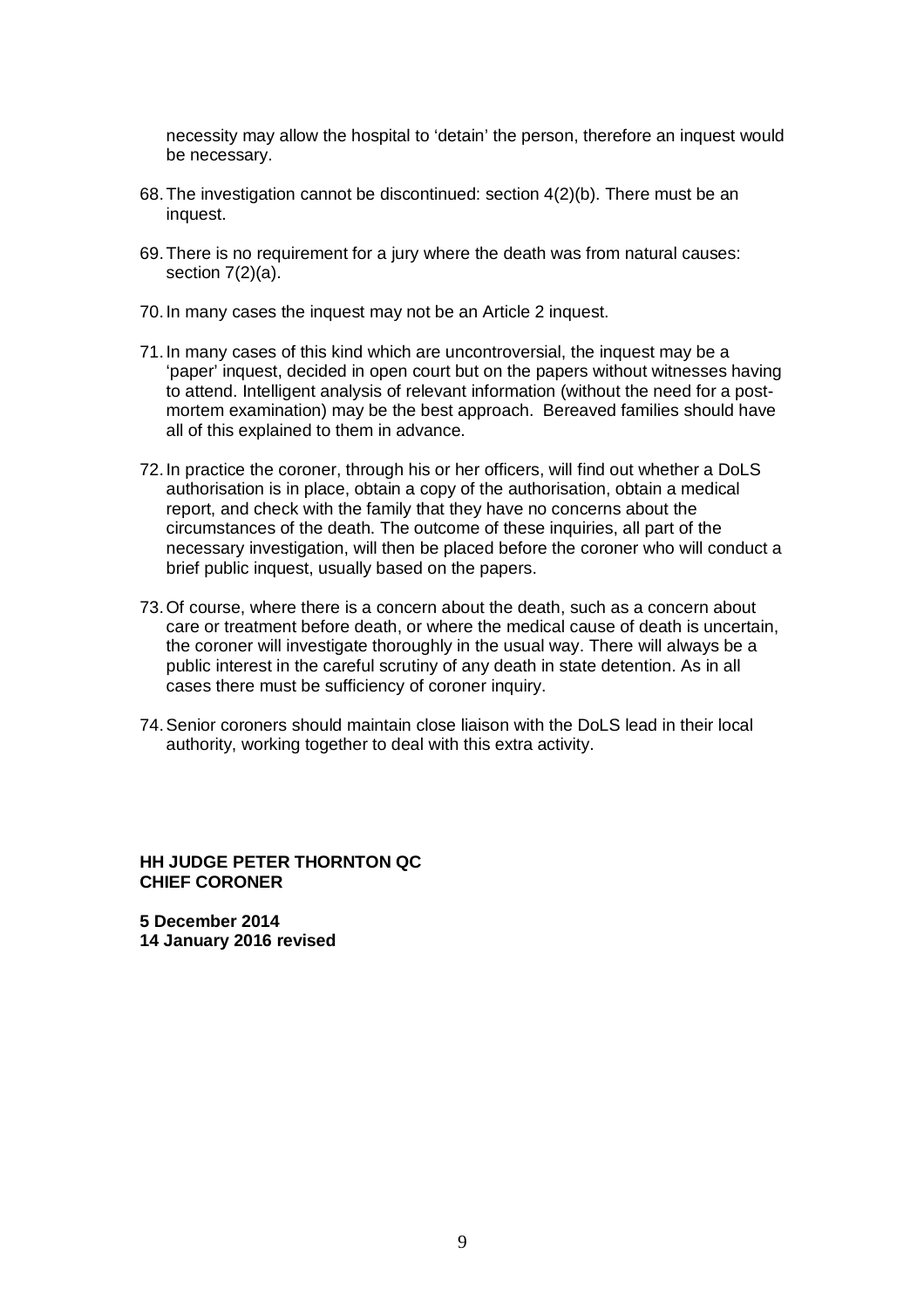necessity may allow the hospital to 'detain' the person, therefore an inquest would be necessary.

68. The investigation cannot be discontinued: section 4(2)(b). There must be an inquest.

69. There is no requirement for a jury where the death was from natural causes: section 7(2)(a).

70. In many cases the inquest may not be an Article 2 inquest.

71. In many cases of this kind which are uncontroversial, the inquest may be a 'paper' inquest, decided in open court but on the papers without witnesses having to attend. Intelligent analysis of relevant information (without the need for a post-mortem examination) may be the best approach. Bereaved families should have all of this explained to them in advance.

72. In practice the coroner, through his or her officers, will find out whether a DoLS authorisation is in place, obtain a copy of the authorisation, obtain a medical report, and check with the family that they have no concerns about the circumstances of the death. The outcome of these inquiries, all part of the necessary investigation, will then be placed before the coroner who will conduct a brief public inquest, usually based on the papers.

73. Of course, where there is a concern about the death, such as a concern about care or treatment before death, or where the medical cause of death is uncertain, the coroner will investigate thoroughly in the usual way. There will always be a public interest in the careful scrutiny of any death in state detention. As in all cases there must be sufficiency of coroner inquiry.

74. Senior coroners should maintain close liaison with the DoLS lead in their local authority, working together to deal with this extra activity.

**HH JUDGE PETER THORNTON QC**
**CHIEF CORONER**

**5 December 2014**
**14 January 2016 revised**